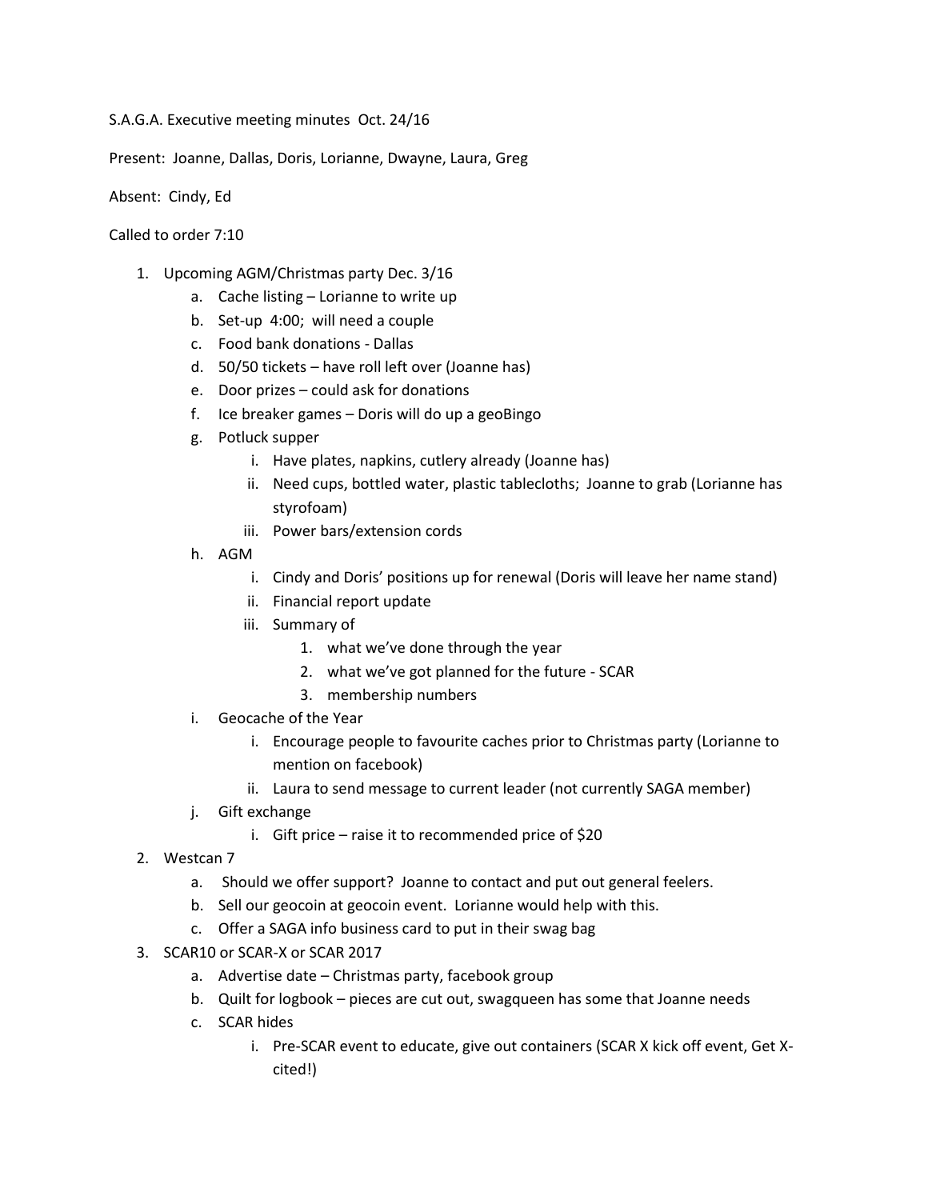S.A.G.A. Executive meeting minutes Oct. 24/16

Present: Joanne, Dallas, Doris, Lorianne, Dwayne, Laura, Greg

Absent: Cindy, Ed

Called to order 7:10

1. Upcoming AGM/Christmas party Dec. 3/16
   a. Cache listing – Lorianne to write up
   b. Set-up 4:00; will need a couple
   c. Food bank donations - Dallas
   d. 50/50 tickets – have roll left over (Joanne has)
   e. Door prizes – could ask for donations
   f. Ice breaker games – Doris will do up a geoBingo
   g. Potluck supper
      i. Have plates, napkins, cutlery already (Joanne has)
      ii. Need cups, bottled water, plastic tablecloths; Joanne to grab (Lorianne has styrofoam)
      iii. Power bars/extension cords
   h. AGM
      i. Cindy and Doris' positions up for renewal (Doris will leave her name stand)
      ii. Financial report update
      iii. Summary of
         1. what we've done through the year
         2. what we've got planned for the future - SCAR
         3. membership numbers
   i. Geocache of the Year
      i. Encourage people to favourite caches prior to Christmas party (Lorianne to mention on facebook)
      ii. Laura to send message to current leader (not currently SAGA member)
   j. Gift exchange
      i. Gift price – raise it to recommended price of $20
2. Westcan 7
   a. Should we offer support? Joanne to contact and put out general feelers.
   b. Sell our geocoin at geocoin event. Lorianne would help with this.
   c. Offer a SAGA info business card to put in their swag bag
3. SCAR10 or SCAR-X or SCAR 2017
   a. Advertise date – Christmas party, facebook group
   b. Quilt for logbook – pieces are cut out, swagqueen has some that Joanne needs
   c. SCAR hides
      i. Pre-SCAR event to educate, give out containers (SCAR X kick off event, Get X-cited!)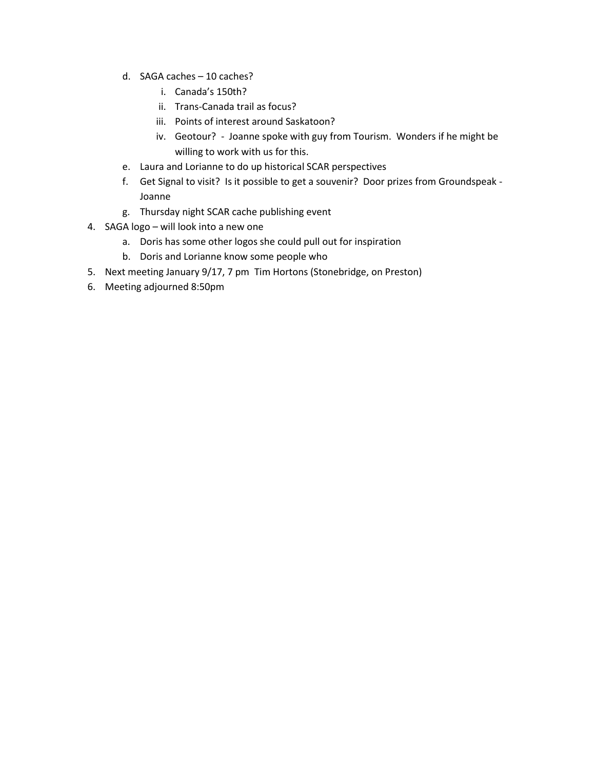d. SAGA caches – 10 caches?
      i. Canada's 150th?
      ii. Trans-Canada trail as focus?
      iii. Points of interest around Saskatoon?
      iv. Geotour? - Joanne spoke with guy from Tourism. Wonders if he might be willing to work with us for this.
   e. Laura and Lorianne to do up historical SCAR perspectives
   f. Get Signal to visit? Is it possible to get a souvenir? Door prizes from Groundspeak - Joanne
   g. Thursday night SCAR cache publishing event
4. SAGA logo – will look into a new one
   a. Doris has some other logos she could pull out for inspiration
   b. Doris and Lorianne know some people who
5. Next meeting January 9/17, 7 pm Tim Hortons (Stonebridge, on Preston)
6. Meeting adjourned 8:50pm